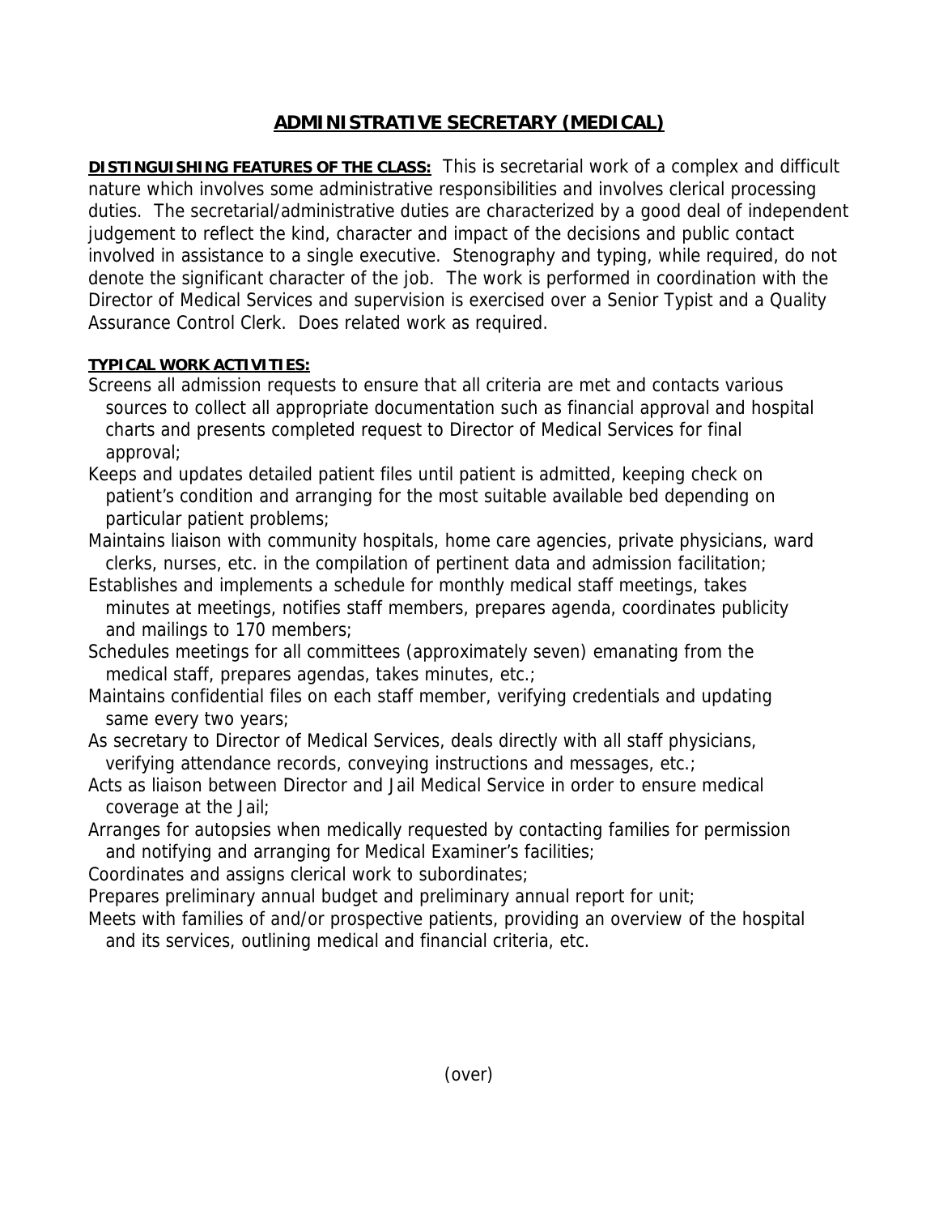# ADMINISTRATIVE SECRETARY (MEDICAL)

**DISTINGUISHING FEATURES OF THE CLASS:** This is secretarial work of a complex and difficult nature which involves some administrative responsibilities and involves clerical processing duties. The secretarial/administrative duties are characterized by a good deal of independent judgement to reflect the kind, character and impact of the decisions and public contact involved in assistance to a single executive. Stenography and typing, while required, do not denote the significant character of the job. The work is performed in coordination with the Director of Medical Services and supervision is exercised over a Senior Typist and a Quality Assurance Control Clerk. Does related work as required.

**TYPICAL WORK ACTIVITIES:**

Screens all admission requests to ensure that all criteria are met and contacts various sources to collect all appropriate documentation such as financial approval and hospital charts and presents completed request to Director of Medical Services for final approval;

Keeps and updates detailed patient files until patient is admitted, keeping check on patient's condition and arranging for the most suitable available bed depending on particular patient problems;

Maintains liaison with community hospitals, home care agencies, private physicians, ward clerks, nurses, etc. in the compilation of pertinent data and admission facilitation;

Establishes and implements a schedule for monthly medical staff meetings, takes minutes at meetings, notifies staff members, prepares agenda, coordinates publicity and mailings to 170 members;

Schedules meetings for all committees (approximately seven) emanating from the medical staff, prepares agendas, takes minutes, etc.;

Maintains confidential files on each staff member, verifying credentials and updating same every two years;

As secretary to Director of Medical Services, deals directly with all staff physicians, verifying attendance records, conveying instructions and messages, etc.;

Acts as liaison between Director and Jail Medical Service in order to ensure medical coverage at the Jail;

Arranges for autopsies when medically requested by contacting families for permission and notifying and arranging for Medical Examiner's facilities;

Coordinates and assigns clerical work to subordinates;

Prepares preliminary annual budget and preliminary annual report for unit;

Meets with families of and/or prospective patients, providing an overview of the hospital and its services, outlining medical and financial criteria, etc.

(over)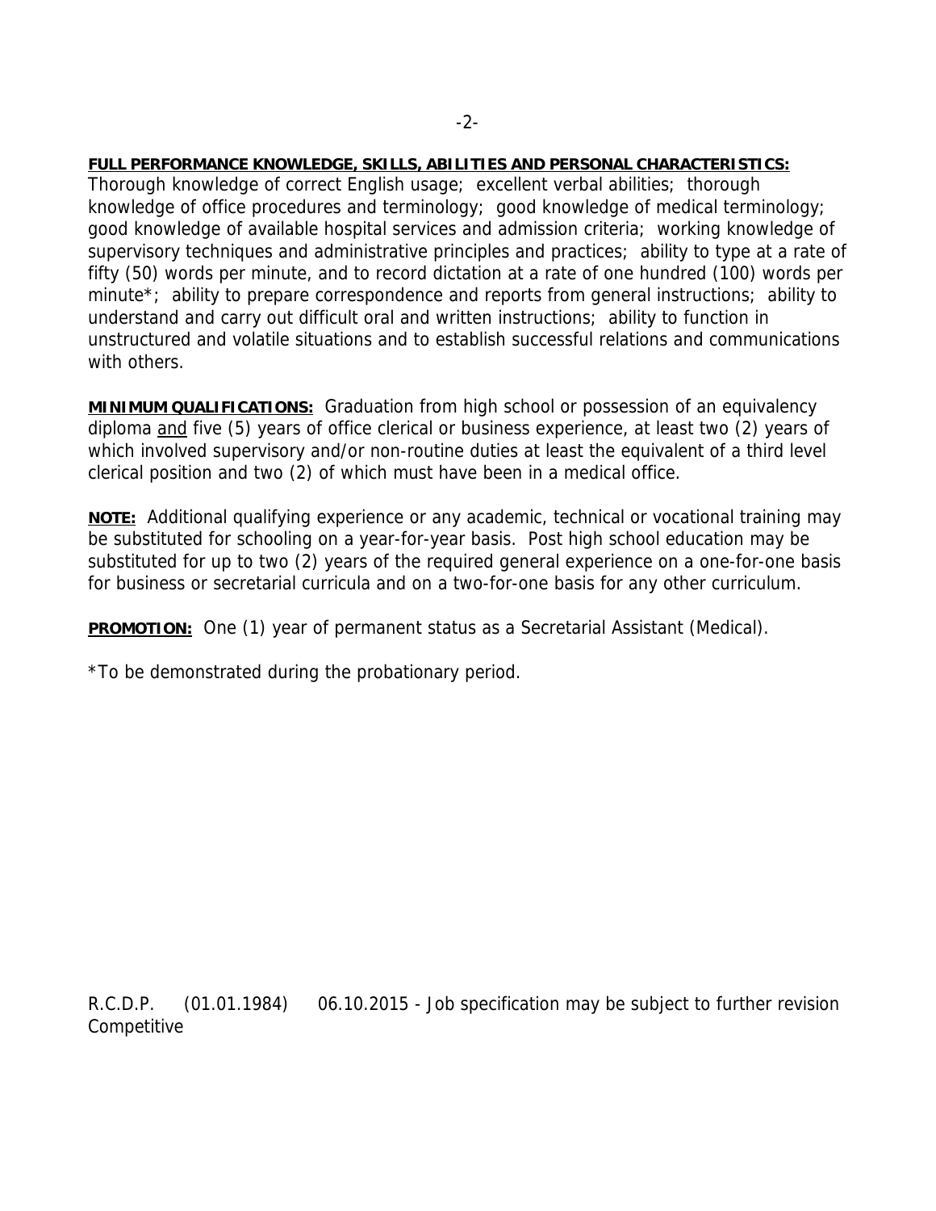**FULL PERFORMANCE KNOWLEDGE, SKILLS, ABILITIES AND PERSONAL CHARACTERISTICS:** Thorough knowledge of correct English usage; excellent verbal abilities; thorough knowledge of office procedures and terminology; good knowledge of medical terminology; good knowledge of available hospital services and admission criteria; working knowledge of supervisory techniques and administrative principles and practices; ability to type at a rate of fifty (50) words per minute, and to record dictation at a rate of one hundred (100) words per minute*; ability to prepare correspondence and reports from general instructions; ability to understand and carry out difficult oral and written instructions; ability to function in unstructured and volatile situations and to establish successful relations and communications with others.

**MINIMUM QUALIFICATIONS:** Graduation from high school or possession of an equivalency diploma and five (5) years of office clerical or business experience, at least two (2) years of which involved supervisory and/or non-routine duties at least the equivalent of a third level clerical position and two (2) of which must have been in a medical office.

**NOTE:** Additional qualifying experience or any academic, technical or vocational training may be substituted for schooling on a year-for-year basis. Post high school education may be substituted for up to two (2) years of the required general experience on a one-for-one basis for business or secretarial curricula and on a two-for-one basis for any other curriculum.

**PROMOTION:** One (1) year of permanent status as a Secretarial Assistant (Medical).

*To be demonstrated during the probationary period.

R.C.D.P. (01.01.1984) 06.10.2015 - Job specification may be subject to further revision
Competitive